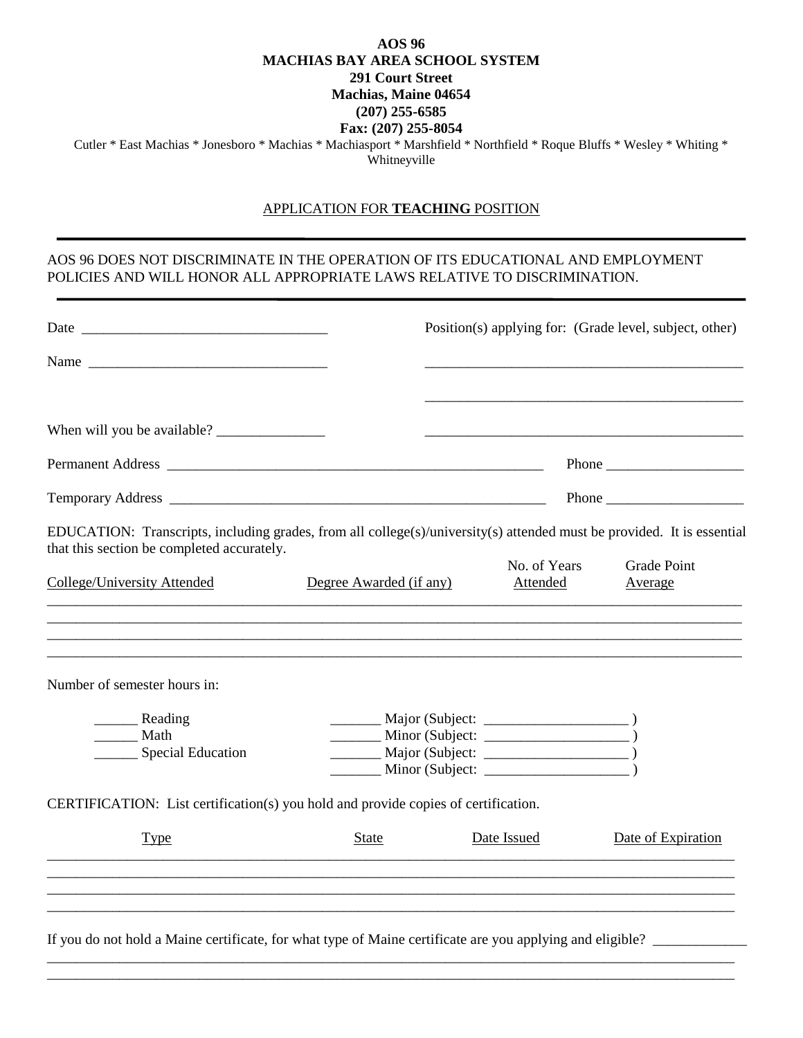**AOS 96**
**MACHIAS BAY AREA SCHOOL SYSTEM**
**291 Court Street**
**Machias, Maine 04654**
**(207) 255-6585**
**Fax: (207) 255-8054**

Cutler * East Machias * Jonesboro * Machias * Machiasport * Marshfield * Northfield * Roque Bluffs * Wesley * Whiting * Whitneyville

## APPLICATION FOR **TEACHING** POSITION

---

AOS 96 DOES NOT DISCRIMINATE IN THE OPERATION OF ITS EDUCATIONAL AND EMPLOYMENT POLICIES AND WILL HONOR ALL APPROPRIATE LAWS RELATIVE TO DISCRIMINATION.

---

Date ___________________________________

Name ___________________________________

When will you be available? _______________

Position(s) applying for: (Grade level, subject, other)

_____________________________________________

_____________________________________________

_____________________________________________

Permanent Address _______________________________________________________ Phone ___________________

Temporary Address _______________________________________________________ Phone ___________________

EDUCATION: Transcripts, including grades, from all college(s)/university(s) attended must be provided. It is essential that this section be completed accurately.

| College/University Attended | Degree Awarded (if any) | No. of Years Attended | Grade Point Average |
|---|---|---|---|
| | | | |
| | | | |
| | | | |
| | | | |

Number of semester hours in:

______ Reading
______ Math
______ Special Education

_______ Major (Subject: ____________________ )
_______ Minor (Subject: ____________________ )
_______ Major (Subject: ____________________ )
_______ Minor (Subject: ____________________ )

CERTIFICATION: List certification(s) you hold and provide copies of certification.

| Type | State | Date Issued | Date of Expiration |
|---|---|---|---|
| | | | |
| | | | |
| | | | |
| | | | |

If you do not hold a Maine certificate, for what type of Maine certificate are you applying and eligible? _____________

_____________________________________________________________________________________________

_____________________________________________________________________________________________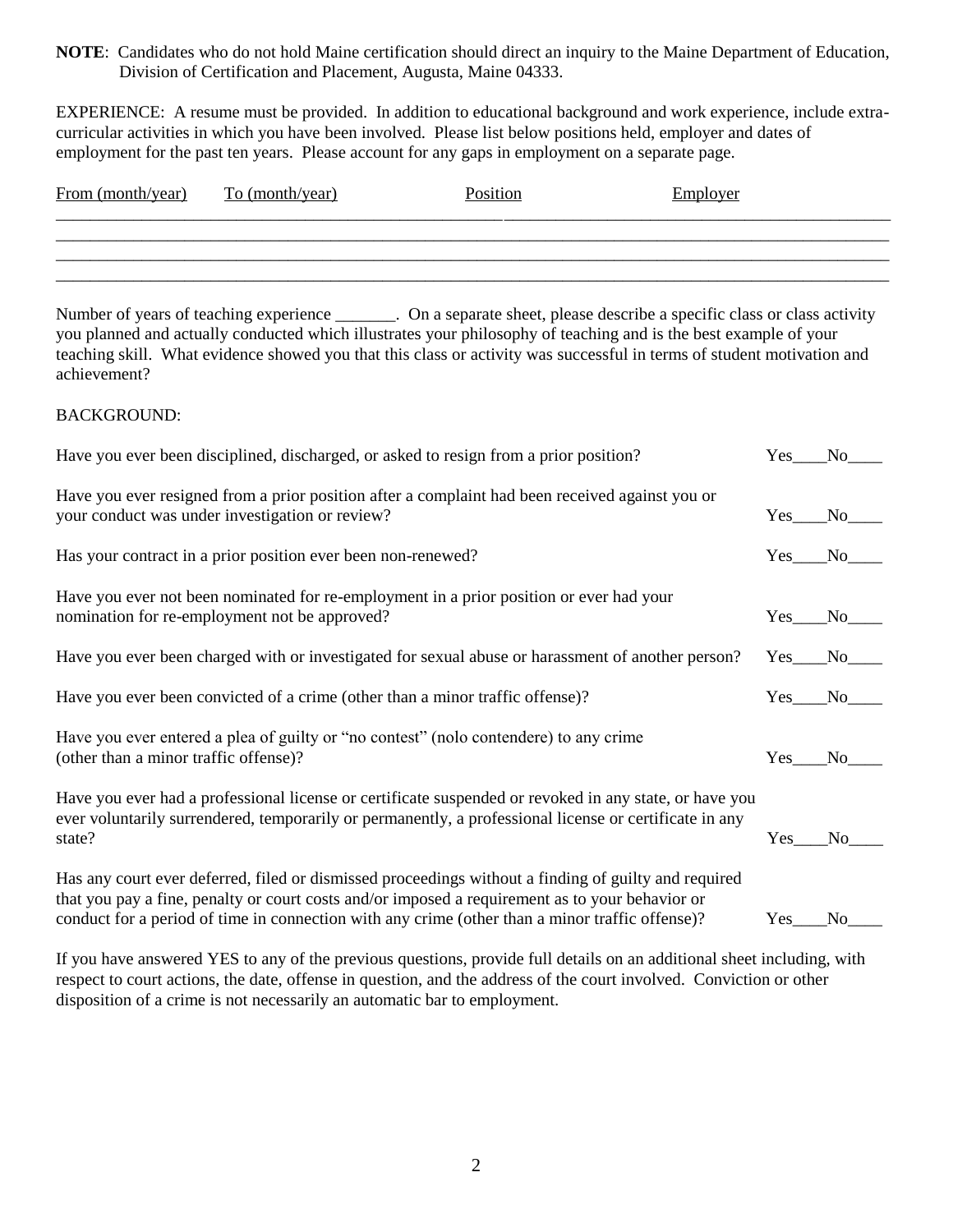**NOTE**: Candidates who do not hold Maine certification should direct an inquiry to the Maine Department of Education, Division of Certification and Placement, Augusta, Maine 04333.

EXPERIENCE: A resume must be provided. In addition to educational background and work experience, include extra-curricular activities in which you have been involved. Please list below positions held, employer and dates of employment for the past ten years. Please account for any gaps in employment on a separate page.

| From (month/year) | To (month/year) | Position | Employer |
|---|---|---|---|
| | | | |
| | | | |
| | | | |
| | | | |

Number of years of teaching experience _______. On a separate sheet, please describe a specific class or class activity you planned and actually conducted which illustrates your philosophy of teaching and is the best example of your teaching skill. What evidence showed you that this class or activity was successful in terms of student motivation and achievement?

BACKGROUND:

Have you ever been disciplined, discharged, or asked to resign from a prior position? Yes____No____

Have you ever resigned from a prior position after a complaint had been received against you or your conduct was under investigation or review? Yes____No____

Has your contract in a prior position ever been non-renewed? Yes____No____

Have you ever not been nominated for re-employment in a prior position or ever had your nomination for re-employment not be approved? Yes____No____

Have you ever been charged with or investigated for sexual abuse or harassment of another person? Yes____No____

Have you ever been convicted of a crime (other than a minor traffic offense)? Yes____No____

Have you ever entered a plea of guilty or "no contest" (nolo contendere) to any crime (other than a minor traffic offense)? Yes____No____

Have you ever had a professional license or certificate suspended or revoked in any state, or have you ever voluntarily surrendered, temporarily or permanently, a professional license or certificate in any state? Yes____No____

Has any court ever deferred, filed or dismissed proceedings without a finding of guilty and required that you pay a fine, penalty or court costs and/or imposed a requirement as to your behavior or conduct for a period of time in connection with any crime (other than a minor traffic offense)? Yes____No____

If you have answered YES to any of the previous questions, provide full details on an additional sheet including, with respect to court actions, the date, offense in question, and the address of the court involved. Conviction or other disposition of a crime is not necessarily an automatic bar to employment.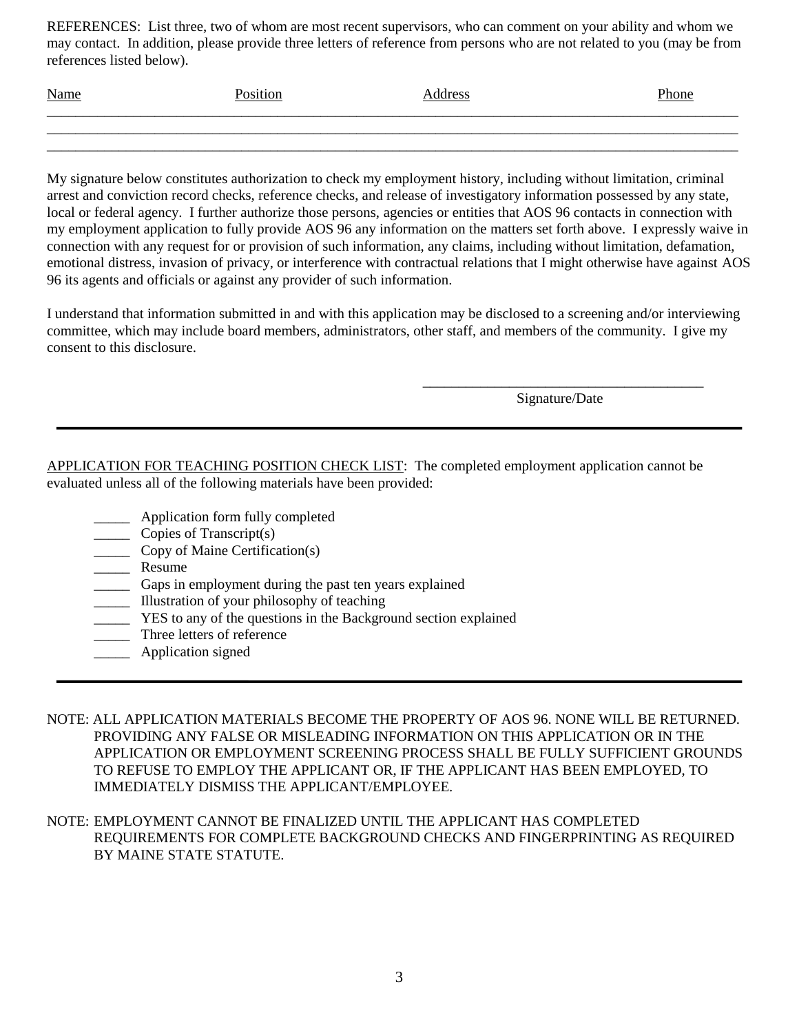REFERENCES: List three, two of whom are most recent supervisors, who can comment on your ability and whom we may contact. In addition, please provide three letters of reference from persons who are not related to you (may be from references listed below).

| Name | Position | Address | Phone |
| --- | --- | --- | --- |
| | | | |
| | | | |
| | | | |

My signature below constitutes authorization to check my employment history, including without limitation, criminal arrest and conviction record checks, reference checks, and release of investigatory information possessed by any state, local or federal agency. I further authorize those persons, agencies or entities that AOS 96 contacts in connection with my employment application to fully provide AOS 96 any information on the matters set forth above. I expressly waive in connection with any request for or provision of such information, any claims, including without limitation, defamation, emotional distress, invasion of privacy, or interference with contractual relations that I might otherwise have against AOS 96 its agents and officials or against any provider of such information.

I understand that information submitted in and with this application may be disclosed to a screening and/or interviewing committee, which may include board members, administrators, other staff, and members of the community. I give my consent to this disclosure.

\_\_\_\_\_\_\_\_\_\_\_\_\_\_\_\_\_\_\_\_\_\_\_\_\_\_\_\_\_\_\_\_\_\_\_\_\_\_\_\_
Signature/Date

---

APPLICATION FOR TEACHING POSITION CHECK LIST: The completed employment application cannot be evaluated unless all of the following materials have been provided:

- _____ Application form fully completed
- _____ Copies of Transcript(s)
- _____ Copy of Maine Certification(s)
- _____ Resume
- _____ Gaps in employment during the past ten years explained
- _____ Illustration of your philosophy of teaching
- _____ YES to any of the questions in the Background section explained
- _____ Three letters of reference
- _____ Application signed

---

NOTE: ALL APPLICATION MATERIALS BECOME THE PROPERTY OF AOS 96. NONE WILL BE RETURNED. PROVIDING ANY FALSE OR MISLEADING INFORMATION ON THIS APPLICATION OR IN THE APPLICATION OR EMPLOYMENT SCREENING PROCESS SHALL BE FULLY SUFFICIENT GROUNDS TO REFUSE TO EMPLOY THE APPLICANT OR, IF THE APPLICANT HAS BEEN EMPLOYED, TO IMMEDIATELY DISMISS THE APPLICANT/EMPLOYEE.

NOTE: EMPLOYMENT CANNOT BE FINALIZED UNTIL THE APPLICANT HAS COMPLETED REQUIREMENTS FOR COMPLETE BACKGROUND CHECKS AND FINGERPRINTING AS REQUIRED BY MAINE STATE STATUTE.